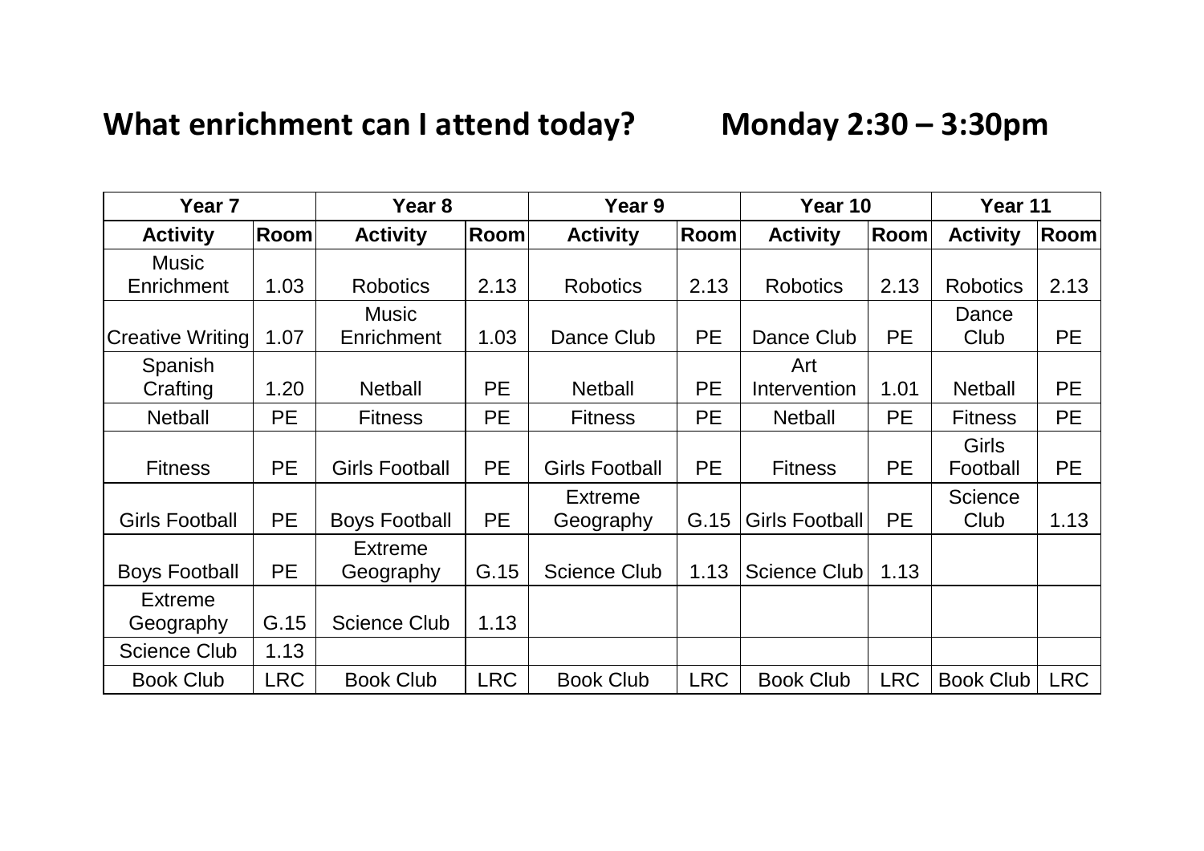# What enrichment can I attend today? Monday 2:30 – 3:30pm

| Year 7 | | Year 8 | | Year 9 | | Year 10 | | Year 11 | |
|---|---|---|---|---|---|---|---|---|---|
| **Activity** | **Room** | **Activity** | **Room** | **Activity** | **Room** | **Activity** | **Room** | **Activity** | **Room** |
| Music Enrichment | 1.03 | Robotics | 2.13 | Robotics | 2.13 | Robotics | 2.13 | Robotics | 2.13 |
| Creative Writing | 1.07 | Music Enrichment | 1.03 | Dance Club | PE | Dance Club | PE | Dance Club | PE |
| Spanish Crafting | 1.20 | Netball | PE | Netball | PE | Art Intervention | 1.01 | Netball | PE |
| Netball | PE | Fitness | PE | Fitness | PE | Netball | PE | Fitness | PE |
| Fitness | PE | Girls Football | PE | Girls Football | PE | Fitness | PE | Girls Football | PE |
| Girls Football | PE | Boys Football | PE | Extreme Geography | G.15 | Girls Football | PE | Science Club | 1.13 |
| Boys Football | PE | Extreme Geography | G.15 | Science Club | 1.13 | Science Club | 1.13 | | |
| Extreme Geography | G.15 | Science Club | 1.13 | | | | | | |
| Science Club | 1.13 | | | | | | | | |
| Book Club | LRC | Book Club | LRC | Book Club | LRC | Book Club | LRC | Book Club | LRC |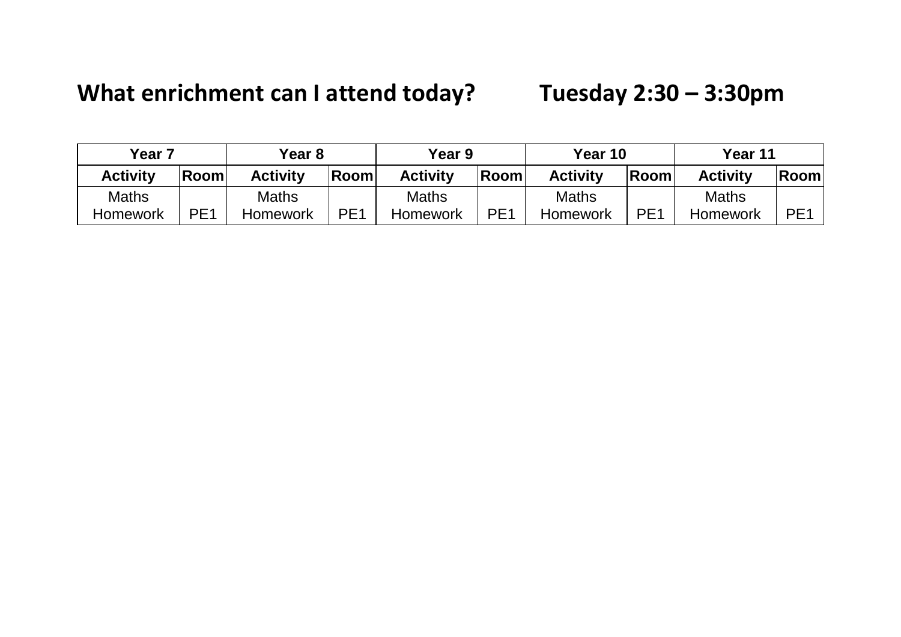## What enrichment can I attend today? Tuesday 2:30 – 3:30pm

| Year 7 | | Year 8 | | Year 9 | | Year 10 | | Year 11 | |
|---|---|---|---|---|---|---|---|---|---|
| **Activity** | **Room** | **Activity** | **Room** | **Activity** | **Room** | **Activity** | **Room** | **Activity** | **Room** |
| Maths Homework | PE1 | Maths Homework | PE1 | Maths Homework | PE1 | Maths Homework | PE1 | Maths Homework | PE1 |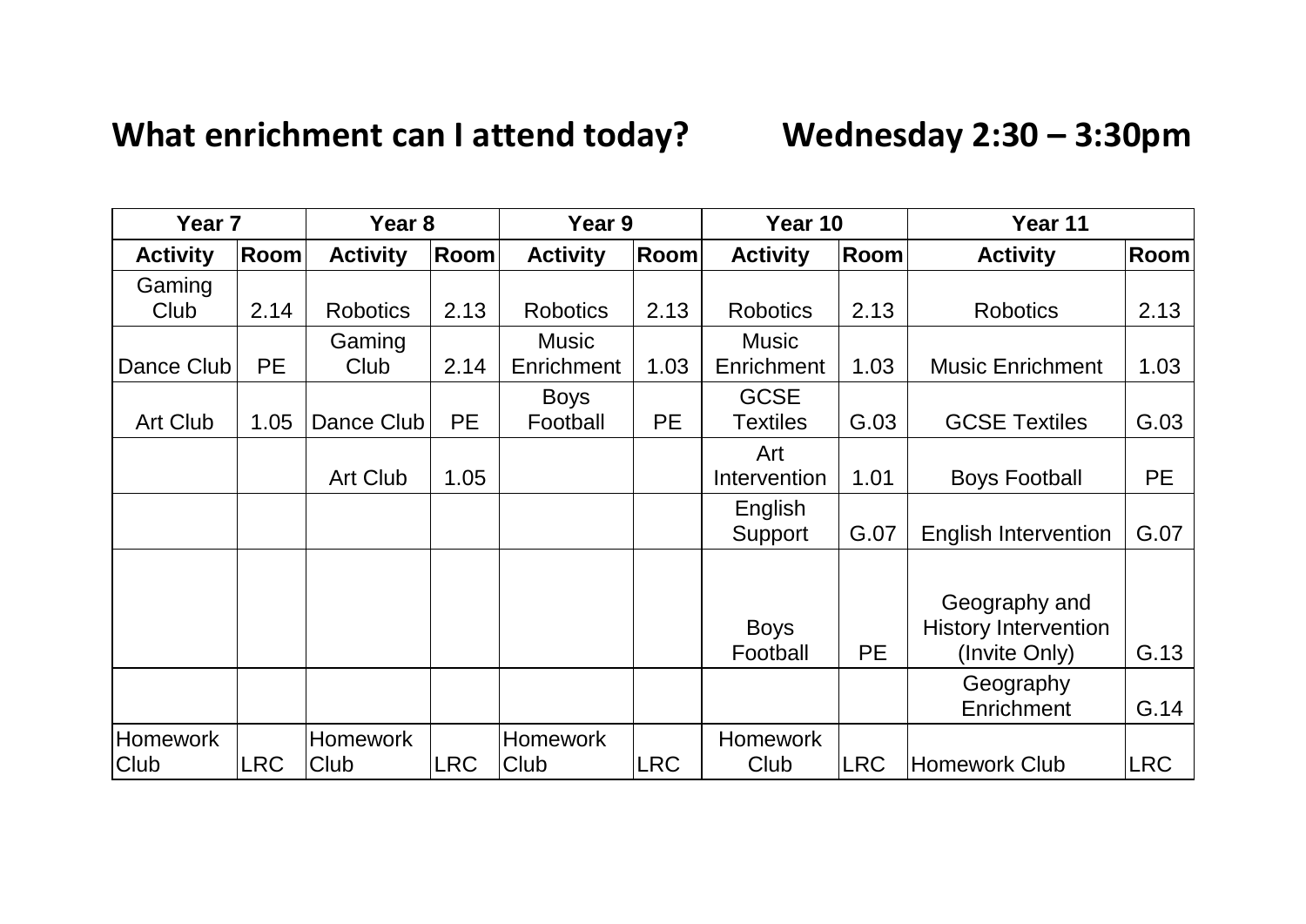# What enrichment can I attend today? Wednesday 2:30 – 3:30pm

| Year 7 | | Year 8 | | Year 9 | | Year 10 | | Year 11 | |
|---|---|---|---|---|---|---|---|---|---|
| Activity | Room | Activity | Room | Activity | Room | Activity | Room | Activity | Room |
| Gaming Club | 2.14 | Robotics | 2.13 | Robotics | 2.13 | Robotics | 2.13 | Robotics | 2.13 |
| Dance Club | PE | Gaming Club | 2.14 | Music Enrichment | 1.03 | Music Enrichment | 1.03 | Music Enrichment | 1.03 |
| Art Club | 1.05 | Dance Club | PE | Boys Football | PE | GCSE Textiles | G.03 | GCSE Textiles | G.03 |
| | | Art Club | 1.05 | | | Art Intervention | 1.01 | Boys Football | PE |
| | | | | | | English Support | G.07 | English Intervention | G.07 |
| | | | | | | Boys Football | PE | Geography and History Intervention (Invite Only) | G.13 |
| | | | | | | | | Geography Enrichment | G.14 |
| Homework Club | LRC | Homework Club | LRC | Homework Club | LRC | Homework Club | LRC | Homework Club | LRC |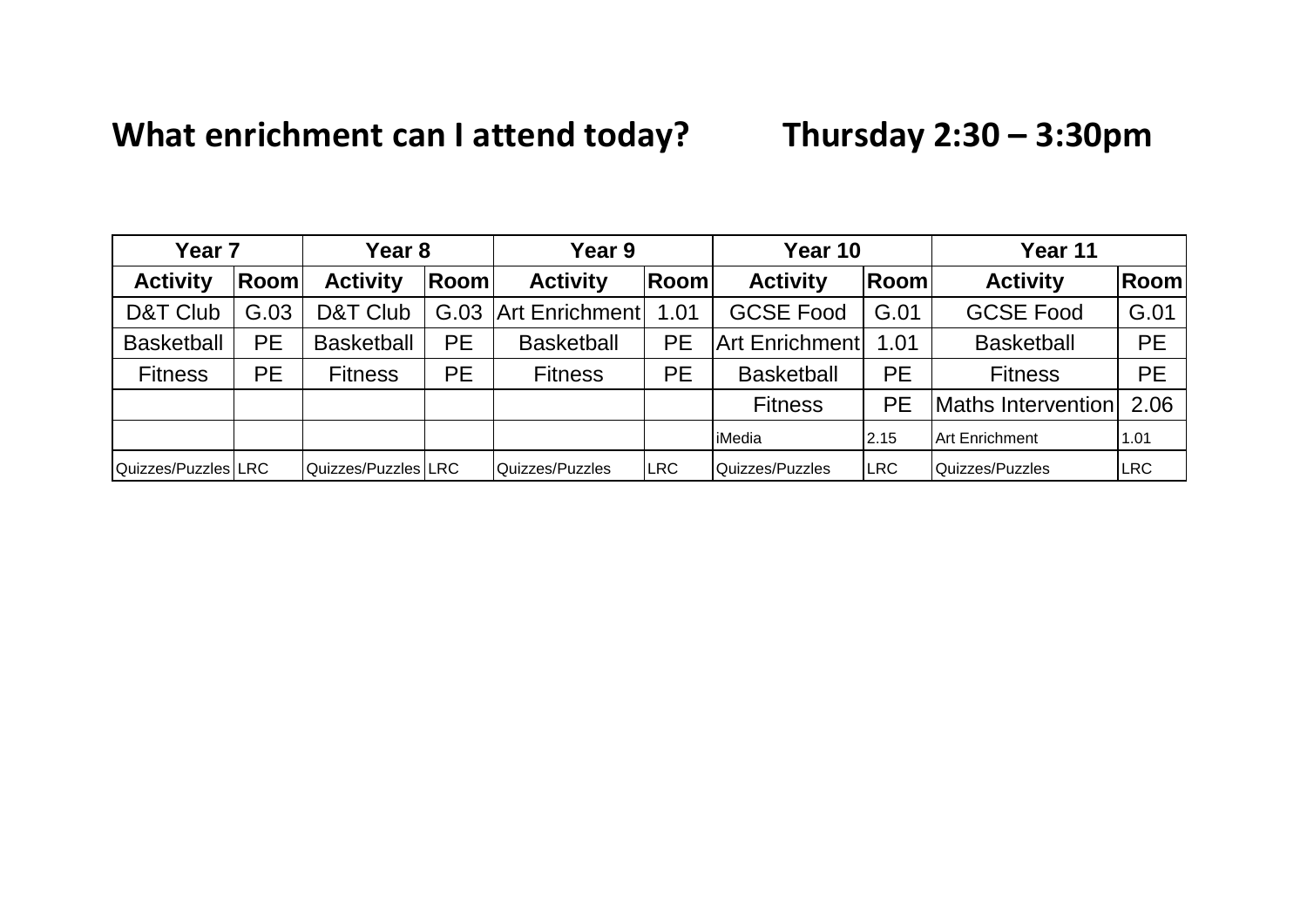## What enrichment can I attend today? Thursday 2:30 – 3:30pm

| Year 7 | | Year 8 | | Year 9 | | Year 10 | | Year 11 | |
|---|---|---|---|---|---|---|---|---|---|
| **Activity** | **Room** | **Activity** | **Room** | **Activity** | **Room** | **Activity** | **Room** | **Activity** | **Room** |
| D&T Club | G.03 | D&T Club | G.03 | Art Enrichment | 1.01 | GCSE Food | G.01 | GCSE Food | G.01 |
| Basketball | PE | Basketball | PE | Basketball | PE | Art Enrichment | 1.01 | Basketball | PE |
| Fitness | PE | Fitness | PE | Fitness | PE | Basketball | PE | Fitness | PE |
| | | | | | | Fitness | PE | Maths Intervention | 2.06 |
| | | | | | | iMedia | 2.15 | Art Enrichment | 1.01 |
| Quizzes/Puzzles | LRC | Quizzes/Puzzles | LRC | Quizzes/Puzzles | LRC | Quizzes/Puzzles | LRC | Quizzes/Puzzles | LRC |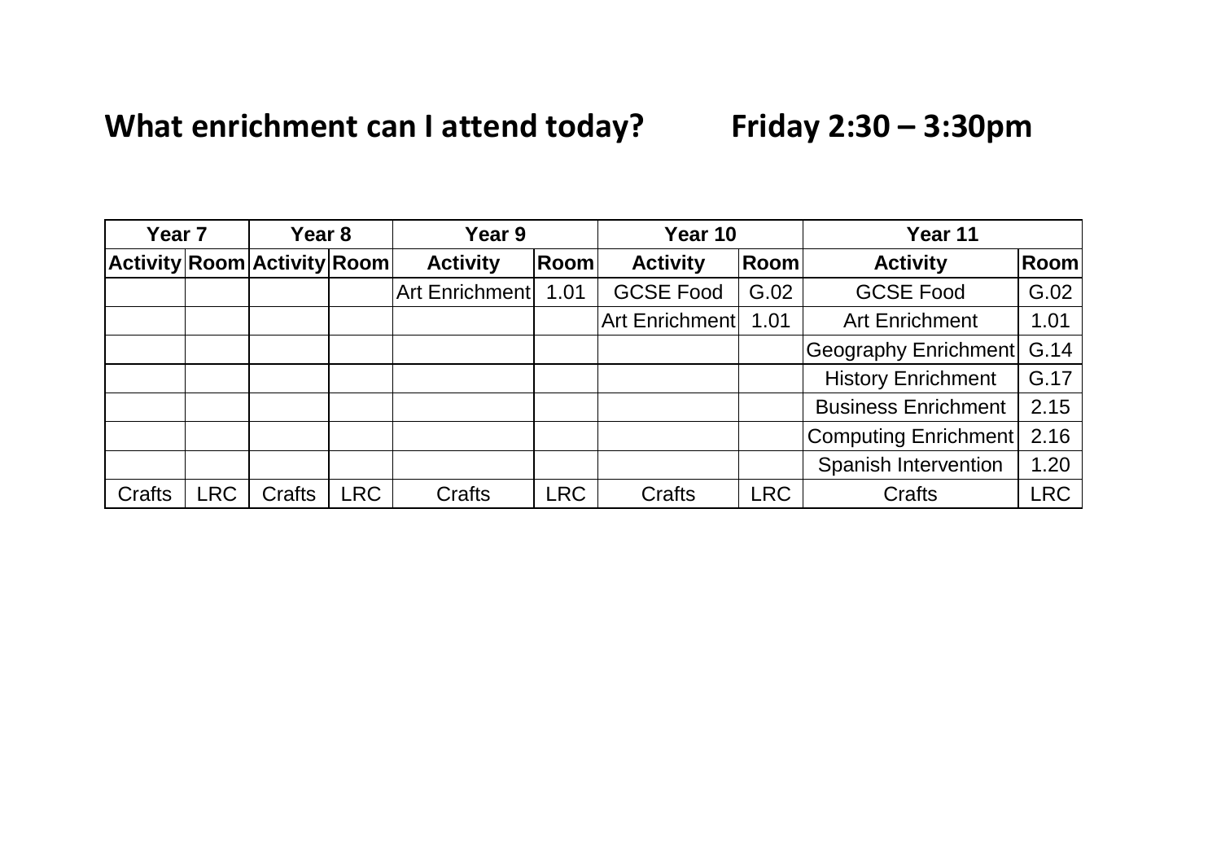# What enrichment can I attend today? Friday 2:30 – 3:30pm

| Year 7 | | Year 8 | | Year 9 | | Year 10 | | Year 11 | |
|---|---|---|---|---|---|---|---|---|---|
| Activity | Room | Activity | Room | Activity | Room | Activity | Room | Activity | Room |
| | | | | Art Enrichment | 1.01 | GCSE Food | G.02 | GCSE Food | G.02 |
| | | | | | | Art Enrichment | 1.01 | Art Enrichment | 1.01 |
| | | | | | | | | Geography Enrichment | G.14 |
| | | | | | | | | History Enrichment | G.17 |
| | | | | | | | | Business Enrichment | 2.15 |
| | | | | | | | | Computing Enrichment | 2.16 |
| | | | | | | | | Spanish Intervention | 1.20 |
| Crafts | LRC | Crafts | LRC | Crafts | LRC | Crafts | LRC | Crafts | LRC |